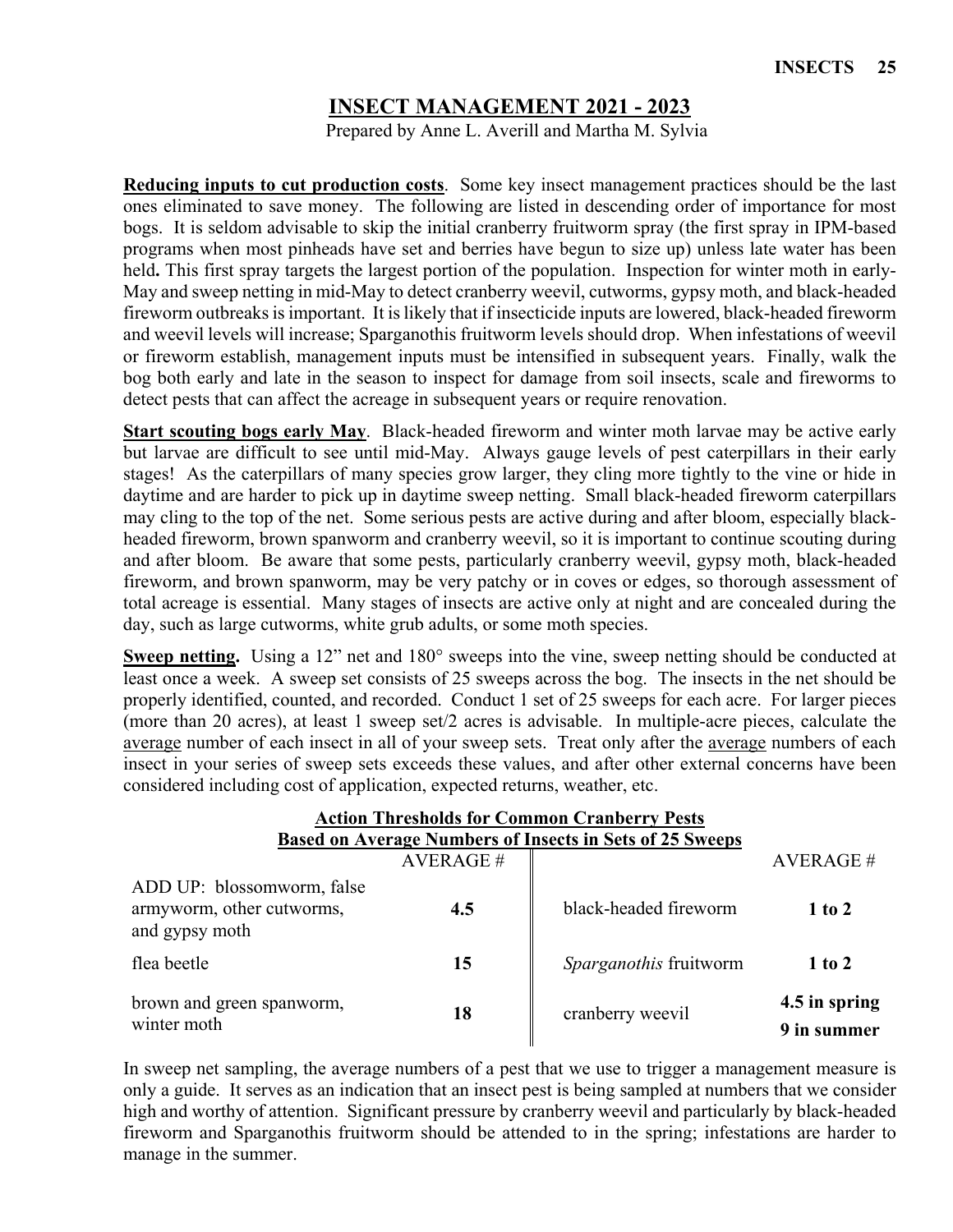# INSECT MANAGEMENT 2021 - 2023

Prepared by Anne L. Averill and Martha M. Sylvia

**Reducing inputs to cut production costs**. Some key insect management practices should be the last ones eliminated to save money. The following are listed in descending order of importance for most bogs. It is seldom advisable to skip the initial cranberry fruitworm spray (the first spray in IPM-based programs when most pinheads have set and berries have begun to size up) unless late water has been held**.** This first spray targets the largest portion of the population. Inspection for winter moth in early-May and sweep netting in mid-May to detect cranberry weevil, cutworms, gypsy moth, and black-headed fireworm outbreaks is important. It is likely that if insecticide inputs are lowered, black-headed fireworm and weevil levels will increase; Sparganothis fruitworm levels should drop. When infestations of weevil or fireworm establish, management inputs must be intensified in subsequent years. Finally, walk the bog both early and late in the season to inspect for damage from soil insects, scale and fireworms to detect pests that can affect the acreage in subsequent years or require renovation.

**Start scouting bogs early May**. Black-headed fireworm and winter moth larvae may be active early but larvae are difficult to see until mid-May. Always gauge levels of pest caterpillars in their early stages! As the caterpillars of many species grow larger, they cling more tightly to the vine or hide in daytime and are harder to pick up in daytime sweep netting. Small black-headed fireworm caterpillars may cling to the top of the net. Some serious pests are active during and after bloom, especially black-headed fireworm, brown spanworm and cranberry weevil, so it is important to continue scouting during and after bloom. Be aware that some pests, particularly cranberry weevil, gypsy moth, black-headed fireworm, and brown spanworm, may be very patchy or in coves or edges, so thorough assessment of total acreage is essential. Many stages of insects are active only at night and are concealed during the day, such as large cutworms, white grub adults, or some moth species.

**Sweep netting.** Using a 12" net and 180° sweeps into the vine, sweep netting should be conducted at least once a week. A sweep set consists of 25 sweeps across the bog. The insects in the net should be properly identified, counted, and recorded. Conduct 1 set of 25 sweeps for each acre. For larger pieces (more than 20 acres), at least 1 sweep set/2 acres is advisable. In multiple-acre pieces, calculate the average number of each insect in all of your sweep sets. Treat only after the average numbers of each insect in your series of sweep sets exceeds these values, and after other external concerns have been considered including cost of application, expected returns, weather, etc.

**Action Thresholds for Common Cranberry Pests**
**Based on Average Numbers of Insects in Sets of 25 Sweeps**

| | AVERAGE # | | AVERAGE # |
|---|---|---|---|
| ADD UP: blossomworm, false armyworm, other cutworms, and gypsy moth | **4.5** | black-headed fireworm | **1 to 2** |
| flea beetle | **15** | *Sparganothis* fruitworm | **1 to 2** |
| brown and green spanworm, winter moth | **18** | cranberry weevil | **4.5 in spring** **9 in summer** |

In sweep net sampling, the average numbers of a pest that we use to trigger a management measure is only a guide. It serves as an indication that an insect pest is being sampled at numbers that we consider high and worthy of attention. Significant pressure by cranberry weevil and particularly by black-headed fireworm and Sparganothis fruitworm should be attended to in the spring; infestations are harder to manage in the summer.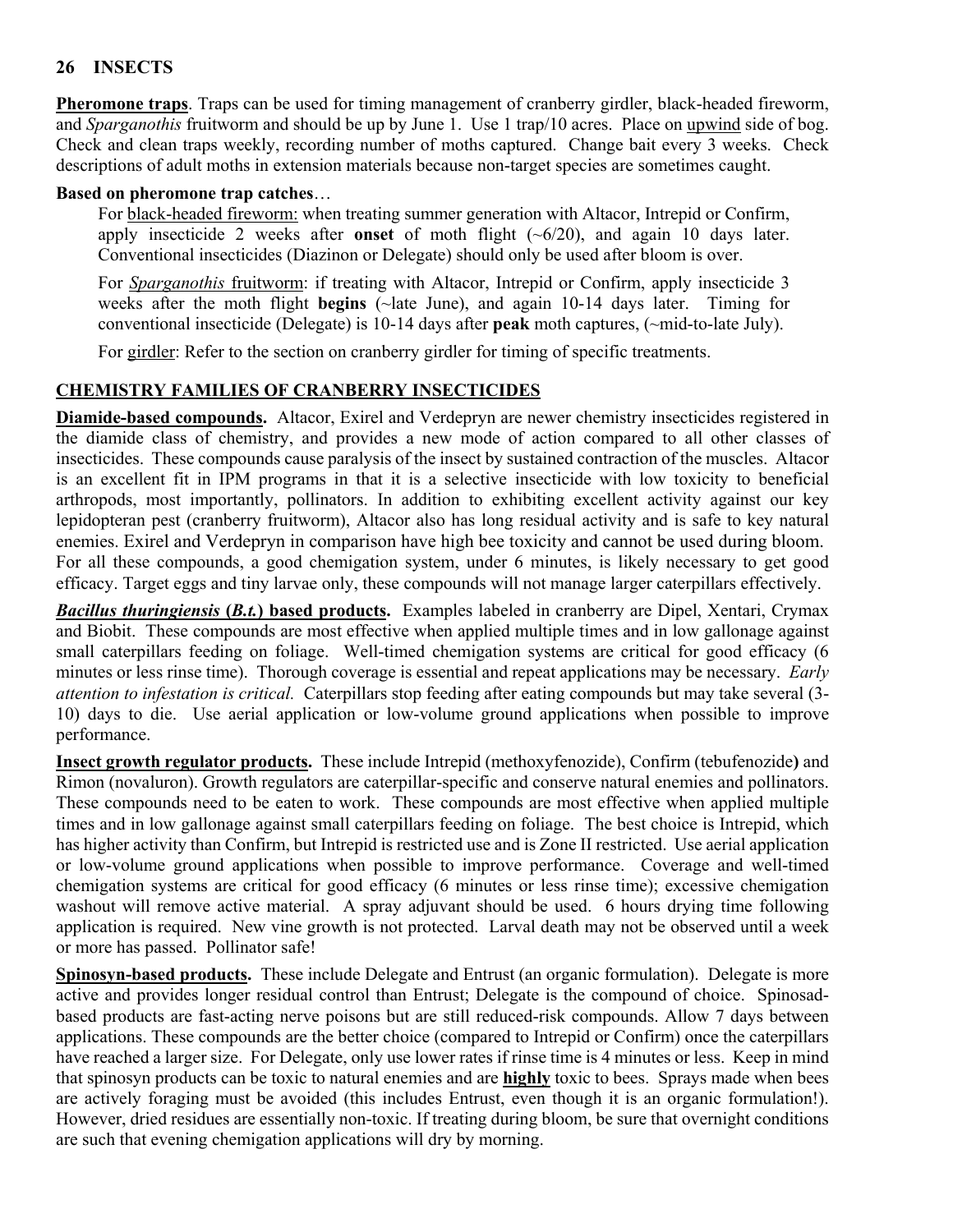## 26 INSECTS

**Pheromone traps**. Traps can be used for timing management of cranberry girdler, black-headed fireworm, and *Sparganothis* fruitworm and should be up by June 1. Use 1 trap/10 acres. Place on upwind side of bog. Check and clean traps weekly, recording number of moths captured. Change bait every 3 weeks. Check descriptions of adult moths in extension materials because non-target species are sometimes caught.

**Based on pheromone trap catches**…

For black-headed fireworm: when treating summer generation with Altacor, Intrepid or Confirm, apply insecticide 2 weeks after **onset** of moth flight (~6/20), and again 10 days later. Conventional insecticides (Diazinon or Delegate) should only be used after bloom is over.

For *Sparganothis* fruitworm: if treating with Altacor, Intrepid or Confirm, apply insecticide 3 weeks after the moth flight **begins** (~late June), and again 10-14 days later. Timing for conventional insecticide (Delegate) is 10-14 days after **peak** moth captures, (~mid-to-late July).

For girdler: Refer to the section on cranberry girdler for timing of specific treatments.

## CHEMISTRY FAMILIES OF CRANBERRY INSECTICIDES

**Diamide-based compounds.** Altacor, Exirel and Verdepryn are newer chemistry insecticides registered in the diamide class of chemistry, and provides a new mode of action compared to all other classes of insecticides. These compounds cause paralysis of the insect by sustained contraction of the muscles. Altacor is an excellent fit in IPM programs in that it is a selective insecticide with low toxicity to beneficial arthropods, most importantly, pollinators. In addition to exhibiting excellent activity against our key lepidopteran pest (cranberry fruitworm), Altacor also has long residual activity and is safe to key natural enemies. Exirel and Verdepryn in comparison have high bee toxicity and cannot be used during bloom. For all these compounds, a good chemigation system, under 6 minutes, is likely necessary to get good efficacy. Target eggs and tiny larvae only, these compounds will not manage larger caterpillars effectively.

***Bacillus thuringiensis* (*B.t.*) based products.** Examples labeled in cranberry are Dipel, Xentari, Crymax and Biobit. These compounds are most effective when applied multiple times and in low gallonage against small caterpillars feeding on foliage. Well-timed chemigation systems are critical for good efficacy (6 minutes or less rinse time). Thorough coverage is essential and repeat applications may be necessary. *Early attention to infestation is critical.* Caterpillars stop feeding after eating compounds but may take several (3-10) days to die. Use aerial application or low-volume ground applications when possible to improve performance.

**Insect growth regulator products.** These include Intrepid (methoxyfenozide), Confirm (tebufenozide**)** and Rimon (novaluron). Growth regulators are caterpillar-specific and conserve natural enemies and pollinators. These compounds need to be eaten to work. These compounds are most effective when applied multiple times and in low gallonage against small caterpillars feeding on foliage. The best choice is Intrepid, which has higher activity than Confirm, but Intrepid is restricted use and is Zone II restricted. Use aerial application or low-volume ground applications when possible to improve performance. Coverage and well-timed chemigation systems are critical for good efficacy (6 minutes or less rinse time); excessive chemigation washout will remove active material. A spray adjuvant should be used. 6 hours drying time following application is required. New vine growth is not protected. Larval death may not be observed until a week or more has passed. Pollinator safe!

**Spinosyn-based products.** These include Delegate and Entrust (an organic formulation). Delegate is more active and provides longer residual control than Entrust; Delegate is the compound of choice. Spinosad-based products are fast-acting nerve poisons but are still reduced-risk compounds. Allow 7 days between applications. These compounds are the better choice (compared to Intrepid or Confirm) once the caterpillars have reached a larger size. For Delegate, only use lower rates if rinse time is 4 minutes or less. Keep in mind that spinosyn products can be toxic to natural enemies and are **highly** toxic to bees. Sprays made when bees are actively foraging must be avoided (this includes Entrust, even though it is an organic formulation!). However, dried residues are essentially non-toxic. If treating during bloom, be sure that overnight conditions are such that evening chemigation applications will dry by morning.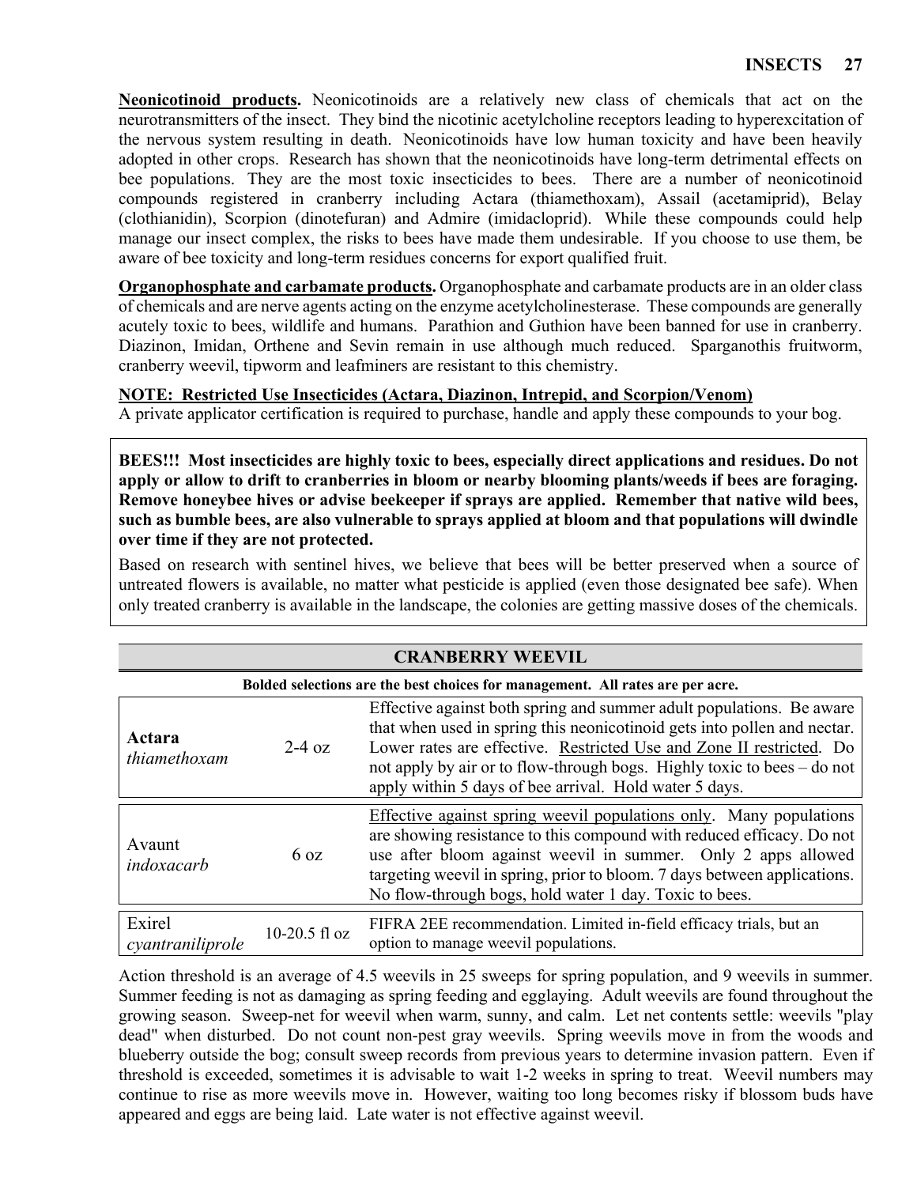**<u>Neonicotinoid products</u>.** Neonicotinoids are a relatively new class of chemicals that act on the neurotransmitters of the insect. They bind the nicotinic acetylcholine receptors leading to hyperexcitation of the nervous system resulting in death. Neonicotinoids have low human toxicity and have been heavily adopted in other crops. Research has shown that the neonicotinoids have long-term detrimental effects on bee populations. They are the most toxic insecticides to bees. There are a number of neonicotinoid compounds registered in cranberry including Actara (thiamethoxam), Assail (acetamiprid), Belay (clothianidin), Scorpion (dinotefuran) and Admire (imidacloprid). While these compounds could help manage our insect complex, the risks to bees have made them undesirable. If you choose to use them, be aware of bee toxicity and long-term residues concerns for export qualified fruit.

**<u>Organophosphate and carbamate products</u>.** Organophosphate and carbamate products are in an older class of chemicals and are nerve agents acting on the enzyme acetylcholinesterase. These compounds are generally acutely toxic to bees, wildlife and humans. Parathion and Guthion have been banned for use in cranberry. Diazinon, Imidan, Orthene and Sevin remain in use although much reduced. Sparganothis fruitworm, cranberry weevil, tipworm and leafminers are resistant to this chemistry.

**<u>NOTE: Restricted Use Insecticides (Actara, Diazinon, Intrepid, and Scorpion/Venom)</u>**
A private applicator certification is required to purchase, handle and apply these compounds to your bog.

**BEES!!! Most insecticides are highly toxic to bees, especially direct applications and residues. Do not apply or allow to drift to cranberries in bloom or nearby blooming plants/weeds if bees are foraging. Remove honeybee hives or advise beekeeper if sprays are applied. Remember that native wild bees, such as bumble bees, are also vulnerable to sprays applied at bloom and that populations will dwindle over time if they are not protected.**

Based on research with sentinel hives, we believe that bees will be better preserved when a source of untreated flowers is available, no matter what pesticide is applied (even those designated bee safe). When only treated cranberry is available in the landscape, the colonies are getting massive doses of the chemicals.

## CRANBERRY WEEVIL

**Bolded selections are the best choices for management. All rates are per acre.**

| Product | Rate | Comments |
|---|---|---|
| **Actara** *thiamethoxam* | 2-4 oz | Effective against both spring and summer adult populations. Be aware that when used in spring this neonicotinoid gets into pollen and nectar. Lower rates are effective. <u>Restricted Use and Zone II restricted</u>. Do not apply by air or to flow-through bogs. Highly toxic to bees – do not apply within 5 days of bee arrival. Hold water 5 days. |
| Avaunt *indoxacarb* | 6 oz | <u>Effective against spring weevil populations only</u>. Many populations are showing resistance to this compound with reduced efficacy. Do not use after bloom against weevil in summer. Only 2 apps allowed targeting weevil in spring, prior to bloom. 7 days between applications. No flow-through bogs, hold water 1 day. Toxic to bees. |
| Exirel *cyantraniliprole* | 10-20.5 fl oz | FIFRA 2EE recommendation. Limited in-field efficacy trials, but an option to manage weevil populations. |

Action threshold is an average of 4.5 weevils in 25 sweeps for spring population, and 9 weevils in summer. Summer feeding is not as damaging as spring feeding and egglaying. Adult weevils are found throughout the growing season. Sweep-net for weevil when warm, sunny, and calm. Let net contents settle: weevils "play dead" when disturbed. Do not count non-pest gray weevils. Spring weevils move in from the woods and blueberry outside the bog; consult sweep records from previous years to determine invasion pattern. Even if threshold is exceeded, sometimes it is advisable to wait 1-2 weeks in spring to treat. Weevil numbers may continue to rise as more weevils move in. However, waiting too long becomes risky if blossom buds have appeared and eggs are being laid. Late water is not effective against weevil.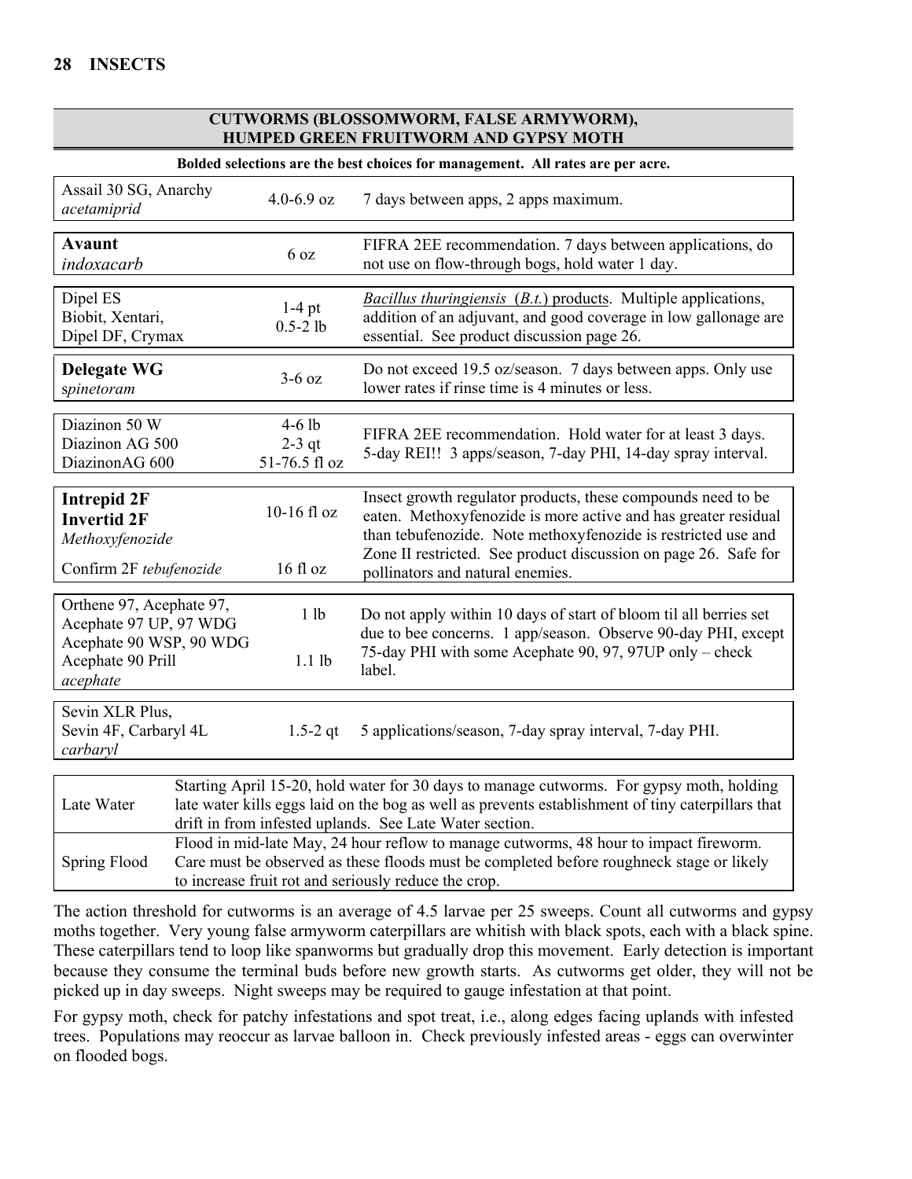## CUTWORMS (BLOSSOMWORM, FALSE ARMYWORM), HUMPED GREEN FRUITWORM AND GYPSY MOTH

**Bolded selections are the best choices for management. All rates are per acre.**

| Product | Rate | Notes |
|---|---|---|
| Assail 30 SG, Anarchy<br>*acetamiprid* | 4.0-6.9 oz | 7 days between apps, 2 apps maximum. |
| **Avaunt**<br>*indoxacarb* | 6 oz | FIFRA 2EE recommendation. 7 days between applications, do not use on flow-through bogs, hold water 1 day. |
| Dipel ES<br>Biobit, Xentari,<br>Dipel DF, Crymax | 1-4 pt<br>0.5-2 lb | *Bacillus thuringiensis* (*B.t.*) products. Multiple applications, addition of an adjuvant, and good coverage in low gallonage are essential. See product discussion page 26. |
| **Delegate WG**<br>*spinetoram* | 3-6 oz | Do not exceed 19.5 oz/season. 7 days between apps. Only use lower rates if rinse time is 4 minutes or less. |
| Diazinon 50 W<br>Diazinon AG 500<br>DiazinonAG 600 | 4-6 lb<br>2-3 qt<br>51-76.5 fl oz | FIFRA 2EE recommendation. Hold water for at least 3 days. 5-day REI!! 3 apps/season, 7-day PHI, 14-day spray interval. |
| **Intrepid 2F**<br>**Invertid 2F**<br>*Methoxyfenozide*<br><br>Confirm 2F *tebufenozide* | 10-16 fl oz<br><br><br><br>16 fl oz | Insect growth regulator products, these compounds need to be eaten. Methoxyfenozide is more active and has greater residual than tebufenozide. Note methoxyfenozide is restricted use and Zone II restricted. See product discussion on page 26. Safe for pollinators and natural enemies. |
| Orthene 97, Acephate 97,<br>Acephate 97 UP, 97 WDG<br>Acephate 90 WSP, 90 WDG<br>Acephate 90 Prill<br>*acephate* | 1 lb<br><br><br>1.1 lb | Do not apply within 10 days of start of bloom til all berries set due to bee concerns. 1 app/season. Observe 90-day PHI, except 75-day PHI with some Acephate 90, 97, 97UP only – check label. |
| Sevin XLR Plus,<br>Sevin 4F, Carbaryl 4L<br>*carbaryl* | 1.5-2 qt | 5 applications/season, 7-day spray interval, 7-day PHI. |

| Practice | Description |
|---|---|
| Late Water | Starting April 15-20, hold water for 30 days to manage cutworms. For gypsy moth, holding late water kills eggs laid on the bog as well as prevents establishment of tiny caterpillars that drift in from infested uplands. See Late Water section. |
| Spring Flood | Flood in mid-late May, 24 hour reflow to manage cutworms, 48 hour to impact fireworm. Care must be observed as these floods must be completed before roughneck stage or likely to increase fruit rot and seriously reduce the crop. |

The action threshold for cutworms is an average of 4.5 larvae per 25 sweeps. Count all cutworms and gypsy moths together. Very young false armyworm caterpillars are whitish with black spots, each with a black spine. These caterpillars tend to loop like spanworms but gradually drop this movement. Early detection is important because they consume the terminal buds before new growth starts. As cutworms get older, they will not be picked up in day sweeps. Night sweeps may be required to gauge infestation at that point.

For gypsy moth, check for patchy infestations and spot treat, i.e., along edges facing uplands with infested trees. Populations may reoccur as larvae balloon in. Check previously infested areas - eggs can overwinter on flooded bogs.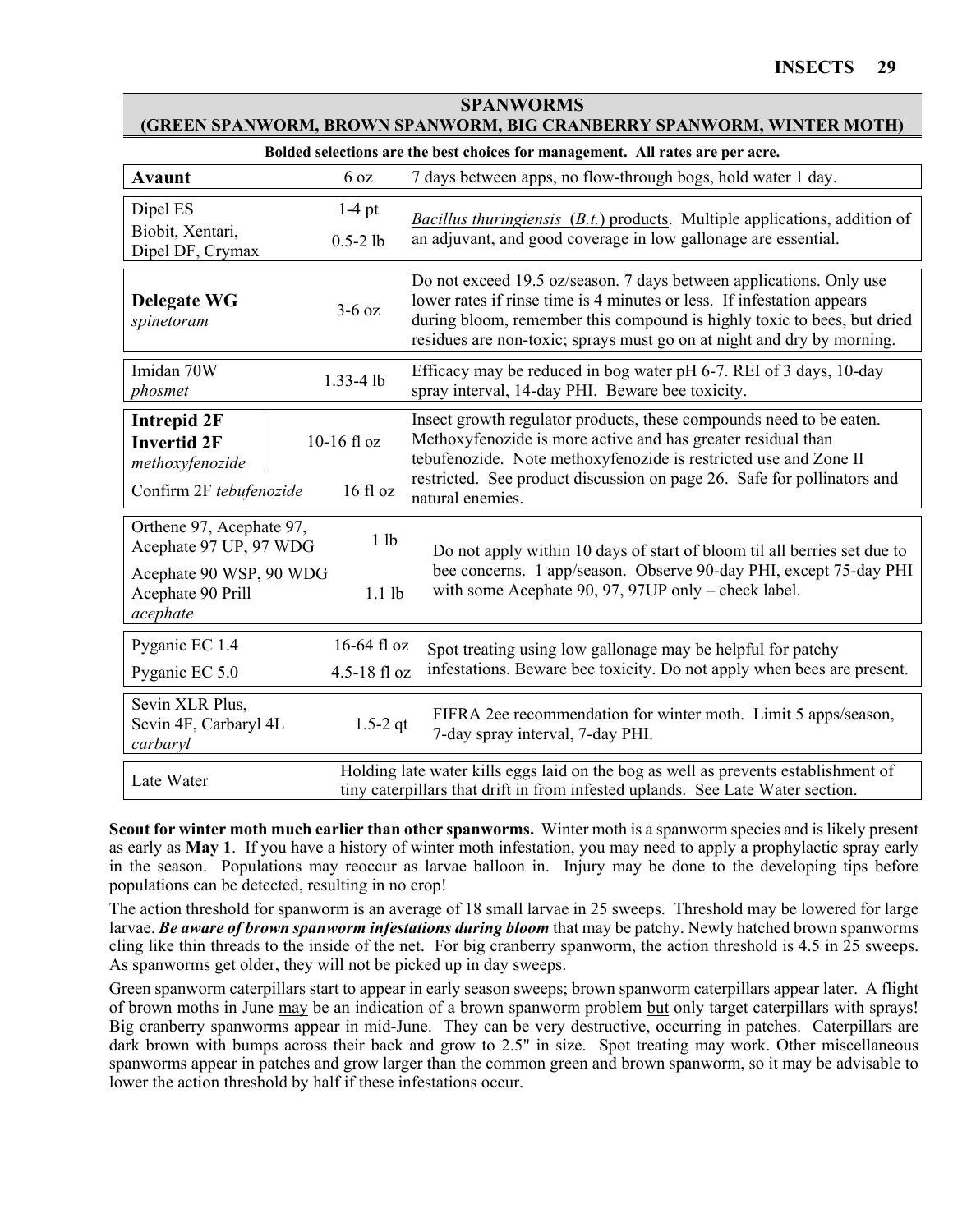## SPANWORMS
## (GREEN SPANWORM, BROWN SPANWORM, BIG CRANBERRY SPANWORM, WINTER MOTH)

**Bolded selections are the best choices for management. All rates are per acre.**

| Product | Rate | Notes |
|---|---|---|
| **Avaunt** | 6 oz | 7 days between apps, no flow-through bogs, hold water 1 day. |
| Dipel ES | 1-4 pt | *Bacillus thuringiensis* (*B.t.*) products. Multiple applications, addition of an adjuvant, and good coverage in low gallonage are essential. |
| Biobit, Xentari, Dipel DF, Crymax | 0.5-2 lb | |
| **Delegate WG** *spinetoram* | 3-6 oz | Do not exceed 19.5 oz/season. 7 days between applications. Only use lower rates if rinse time is 4 minutes or less. If infestation appears during bloom, remember this compound is highly toxic to bees, but dried residues are non-toxic; sprays must go on at night and dry by morning. |
| Imidan 70W *phosmet* | 1.33-4 lb | Efficacy may be reduced in bog water pH 6-7. REI of 3 days, 10-day spray interval, 14-day PHI. Beware bee toxicity. |
| **Intrepid 2F** **Invertid 2F** *methoxyfenozide* | 10-16 fl oz | Insect growth regulator products, these compounds need to be eaten. Methoxyfenozide is more active and has greater residual than tebufenozide. Note methoxyfenozide is restricted use and Zone II restricted. See product discussion on page 26. Safe for pollinators and natural enemies. |
| Confirm 2F *tebufenozide* | 16 fl oz | |
| Orthene 97, Acephate 97, Acephate 97 UP, 97 WDG | 1 lb | Do not apply within 10 days of start of bloom til all berries set due to bee concerns. 1 app/season. Observe 90-day PHI, except 75-day PHI with some Acephate 90, 97, 97UP only – check label. |
| Acephate 90 WSP, 90 WDG Acephate 90 Prill *acephate* | 1.1 lb | |
| Pyganic EC 1.4 | 16-64 fl oz | Spot treating using low gallonage may be helpful for patchy infestations. Beware bee toxicity. Do not apply when bees are present. |
| Pyganic EC 5.0 | 4.5-18 fl oz | |
| Sevin XLR Plus, Sevin 4F, Carbaryl 4L *carbaryl* | 1.5-2 qt | FIFRA 2ee recommendation for winter moth. Limit 5 apps/season, 7-day spray interval, 7-day PHI. |
| Late Water | | Holding late water kills eggs laid on the bog as well as prevents establishment of tiny caterpillars that drift in from infested uplands. See Late Water section. |

**Scout for winter moth much earlier than other spanworms.** Winter moth is a spanworm species and is likely present as early as **May 1**. If you have a history of winter moth infestation, you may need to apply a prophylactic spray early in the season. Populations may reoccur as larvae balloon in. Injury may be done to the developing tips before populations can be detected, resulting in no crop!

The action threshold for spanworm is an average of 18 small larvae in 25 sweeps. Threshold may be lowered for large larvae. ***Be aware of brown spanworm infestations during bloom*** that may be patchy. Newly hatched brown spanworms cling like thin threads to the inside of the net. For big cranberry spanworm, the action threshold is 4.5 in 25 sweeps. As spanworms get older, they will not be picked up in day sweeps.

Green spanworm caterpillars start to appear in early season sweeps; brown spanworm caterpillars appear later. A flight of brown moths in June may be an indication of a brown spanworm problem but only target caterpillars with sprays! Big cranberry spanworms appear in mid-June. They can be very destructive, occurring in patches. Caterpillars are dark brown with bumps across their back and grow to 2.5" in size. Spot treating may work. Other miscellaneous spanworms appear in patches and grow larger than the common green and brown spanworm, so it may be advisable to lower the action threshold by half if these infestations occur.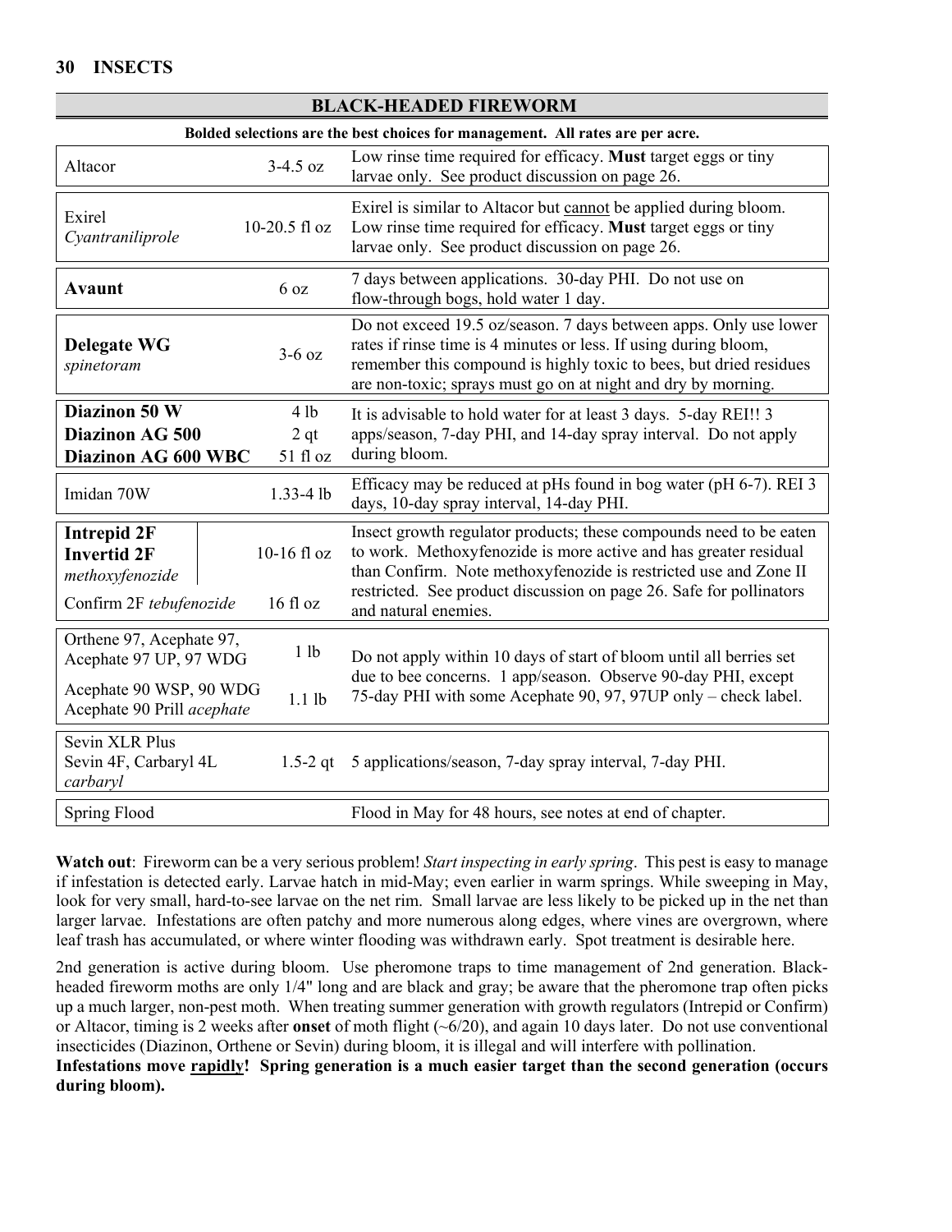## BLACK-HEADED FIREWORM

**Bolded selections are the best choices for management. All rates are per acre.**

| Product | Rate | Notes |
|---|---|---|
| Altacor | 3-4.5 oz | Low rinse time required for efficacy. **Must** target eggs or tiny larvae only. See product discussion on page 26. |
| Exirel *Cyantraniliprole* | 10-20.5 fl oz | Exirel is similar to Altacor but cannot be applied during bloom. Low rinse time required for efficacy. **Must** target eggs or tiny larvae only. See product discussion on page 26. |
| **Avaunt** | 6 oz | 7 days between applications. 30-day PHI. Do not use on flow-through bogs, hold water 1 day. |
| **Delegate WG** *spinetoram* | 3-6 oz | Do not exceed 19.5 oz/season. 7 days between apps. Only use lower rates if rinse time is 4 minutes or less. If using during bloom, remember this compound is highly toxic to bees, but dried residues are non-toxic; sprays must go on at night and dry by morning. |
| **Diazinon 50 W**<br>**Diazinon AG 500**<br>**Diazinon AG 600 WBC** | 4 lb<br>2 qt<br>51 fl oz | It is advisable to hold water for at least 3 days. 5-day REI!! 3 apps/season, 7-day PHI, and 14-day spray interval. Do not apply during bloom. |
| Imidan 70W | 1.33-4 lb | Efficacy may be reduced at pHs found in bog water (pH 6-7). REI 3 days, 10-day spray interval, 14-day PHI. |
| **Intrepid 2F**<br>**Invertid 2F**<br>*methoxyfenozide* | 10-16 fl oz | Insect growth regulator products; these compounds need to be eaten to work. Methoxyfenozide is more active and has greater residual than Confirm. Note methoxyfenozide is restricted use and Zone II restricted. See product discussion on page 26. Safe for pollinators and natural enemies. |
| Confirm 2F *tebufenozide* | 16 fl oz | |
| Orthene 97, Acephate 97, Acephate 97 UP, 97 WDG | 1 lb | Do not apply within 10 days of start of bloom until all berries set due to bee concerns. 1 app/season. Observe 90-day PHI, except 75-day PHI with some Acephate 90, 97, 97UP only – check label. |
| Acephate 90 WSP, 90 WDG Acephate 90 Prill *acephate* | 1.1 lb | |
| Sevin XLR Plus<br>Sevin 4F, Carbaryl 4L<br>*carbaryl* | 1.5-2 qt | 5 applications/season, 7-day spray interval, 7-day PHI. |
| Spring Flood | | Flood in May for 48 hours, see notes at end of chapter. |

**Watch out**: Fireworm can be a very serious problem! *Start inspecting in early spring*. This pest is easy to manage if infestation is detected early. Larvae hatch in mid-May; even earlier in warm springs. While sweeping in May, look for very small, hard-to-see larvae on the net rim. Small larvae are less likely to be picked up in the net than larger larvae. Infestations are often patchy and more numerous along edges, where vines are overgrown, where leaf trash has accumulated, or where winter flooding was withdrawn early. Spot treatment is desirable here.

2nd generation is active during bloom. Use pheromone traps to time management of 2nd generation. Black-headed fireworm moths are only 1/4" long and are black and gray; be aware that the pheromone trap often picks up a much larger, non-pest moth. When treating summer generation with growth regulators (Intrepid or Confirm) or Altacor, timing is 2 weeks after **onset** of moth flight (~6/20), and again 10 days later. Do not use conventional insecticides (Diazinon, Orthene or Sevin) during bloom, it is illegal and will interfere with pollination.

**Infestations move rapidly! Spring generation is a much easier target than the second generation (occurs during bloom).**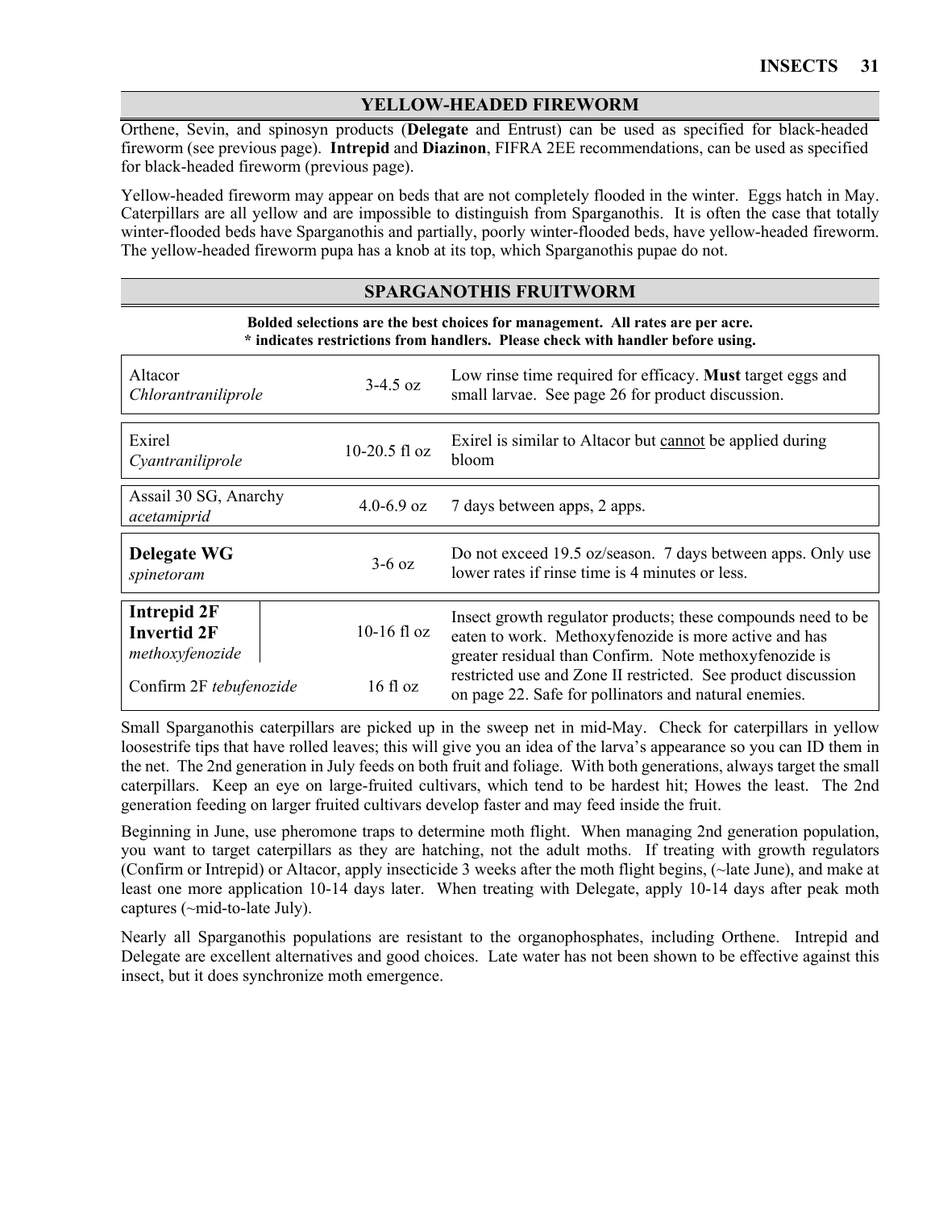## YELLOW-HEADED FIREWORM

Orthene, Sevin, and spinosyn products (**Delegate** and Entrust) can be used as specified for black-headed fireworm (see previous page). **Intrepid** and **Diazinon**, FIFRA 2EE recommendations, can be used as specified for black-headed fireworm (previous page).

Yellow-headed fireworm may appear on beds that are not completely flooded in the winter. Eggs hatch in May. Caterpillars are all yellow and are impossible to distinguish from Sparganothis. It is often the case that totally winter-flooded beds have Sparganothis and partially, poorly winter-flooded beds, have yellow-headed fireworm. The yellow-headed fireworm pupa has a knob at its top, which Sparganothis pupae do not.

## SPARGANOTHIS FRUITWORM

**Bolded selections are the best choices for management. All rates are per acre.**
**\* indicates restrictions from handlers. Please check with handler before using.**

| Product | Rate | Notes |
|---|---|---|
| Altacor *Chlorantraniliprole* | 3-4.5 oz | Low rinse time required for efficacy. **Must** target eggs and small larvae. See page 26 for product discussion. |
| Exirel *Cyantraniliprole* | 10-20.5 fl oz | Exirel is similar to Altacor but <u>cannot</u> be applied during bloom |
| Assail 30 SG, Anarchy *acetamiprid* | 4.0-6.9 oz | 7 days between apps, 2 apps. |
| **Delegate WG** *spinetoram* | 3-6 oz | Do not exceed 19.5 oz/season. 7 days between apps. Only use lower rates if rinse time is 4 minutes or less. |
| **Intrepid 2F** **Invertid 2F** *methoxyfenozide* | 10-16 fl oz | Insect growth regulator products; these compounds need to be eaten to work. Methoxyfenozide is more active and has greater residual than Confirm. Note methoxyfenozide is restricted use and Zone II restricted. See product discussion on page 22. Safe for pollinators and natural enemies. |
| Confirm 2F *tebufenozide* | 16 fl oz | |

Small Sparganothis caterpillars are picked up in the sweep net in mid-May. Check for caterpillars in yellow loosestrife tips that have rolled leaves; this will give you an idea of the larva's appearance so you can ID them in the net. The 2nd generation in July feeds on both fruit and foliage. With both generations, always target the small caterpillars. Keep an eye on large-fruited cultivars, which tend to be hardest hit; Howes the least. The 2nd generation feeding on larger fruited cultivars develop faster and may feed inside the fruit.

Beginning in June, use pheromone traps to determine moth flight. When managing 2nd generation population, you want to target caterpillars as they are hatching, not the adult moths. If treating with growth regulators (Confirm or Intrepid) or Altacor, apply insecticide 3 weeks after the moth flight begins, (~late June), and make at least one more application 10-14 days later. When treating with Delegate, apply 10-14 days after peak moth captures (~mid-to-late July).

Nearly all Sparganothis populations are resistant to the organophosphates, including Orthene. Intrepid and Delegate are excellent alternatives and good choices. Late water has not been shown to be effective against this insect, but it does synchronize moth emergence.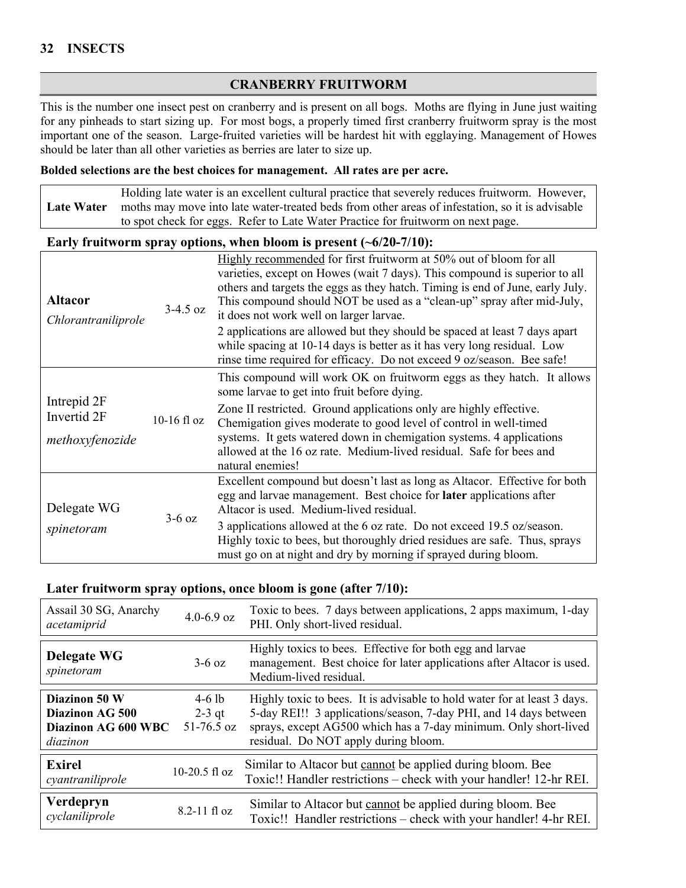## CRANBERRY FRUITWORM

This is the number one insect pest on cranberry and is present on all bogs. Moths are flying in June just waiting for any pinheads to start sizing up. For most bogs, a properly timed first cranberry fruitworm spray is the most important one of the season. Large-fruited varieties will be hardest hit with egglaying. Management of Howes should be later than all other varieties as berries are later to size up.

**Bolded selections are the best choices for management. All rates are per acre.**

| | |
|---|---|
| **Late Water** | Holding late water is an excellent cultural practice that severely reduces fruitworm. However, moths may move into late water-treated beds from other areas of infestation, so it is advisable to spot check for eggs. Refer to Late Water Practice for fruitworm on next page. |

**Early fruitworm spray options, when bloom is present (~6/20-7/10):**

| Product | Rate | Notes |
|---|---|---|
| **Altacor** *Chlorantraniliprole* | 3-4.5 oz | Highly recommended for first fruitworm at 50% out of bloom for all varieties, except on Howes (wait 7 days). This compound is superior to all others and targets the eggs as they hatch. Timing is end of June, early July. This compound should NOT be used as a "clean-up" spray after mid-July, it does not work well on larger larvae. 2 applications are allowed but they should be spaced at least 7 days apart while spacing at 10-14 days is better as it has very long residual. Low rinse time required for efficacy. Do not exceed 9 oz/season. Bee safe! |
| Intrepid 2F, Invertid 2F *methoxyfenozide* | 10-16 fl oz | This compound will work OK on fruitworm eggs as they hatch. It allows some larvae to get into fruit before dying. Zone II restricted. Ground applications only are highly effective. Chemigation gives moderate to good level of control in well-timed systems. It gets watered down in chemigation systems. 4 applications allowed at the 16 oz rate. Medium-lived residual. Safe for bees and natural enemies! |
| Delegate WG *spinetoram* | 3-6 oz | Excellent compound but doesn't last as long as Altacor. Effective for both egg and larvae management. Best choice for **later** applications after Altacor is used. Medium-lived residual. 3 applications allowed at the 6 oz rate. Do not exceed 19.5 oz/season. Highly toxic to bees, but thoroughly dried residues are safe. Thus, sprays must go on at night and dry by morning if sprayed during bloom. |

**Later fruitworm spray options, once bloom is gone (after 7/10):**

| Product | Rate | Notes |
|---|---|---|
| Assail 30 SG, Anarchy *acetamiprid* | 4.0-6.9 oz | Toxic to bees. 7 days between applications, 2 apps maximum, 1-day PHI. Only short-lived residual. |
| **Delegate WG** *spinetoram* | 3-6 oz | Highly toxics to bees. Effective for both egg and larvae management. Best choice for later applications after Altacor is used. Medium-lived residual. |
| **Diazinon 50 W**, **Diazinon AG 500**, **Diazinon AG 600 WBC** *diazinon* | 4-6 lb, 2-3 qt, 51-76.5 oz | Highly toxic to bees. It is advisable to hold water for at least 3 days. 5-day REI!! 3 applications/season, 7-day PHI, and 14 days between sprays, except AG500 which has a 7-day minimum. Only short-lived residual. Do NOT apply during bloom. |
| **Exirel** *cyantraniliprole* | 10-20.5 fl oz | Similar to Altacor but cannot be applied during bloom. Bee Toxic!! Handler restrictions – check with your handler! 12-hr REI. |
| **Verdepryn** *cyclaniliprole* | 8.2-11 fl oz | Similar to Altacor but cannot be applied during bloom. Bee Toxic!! Handler restrictions – check with your handler! 4-hr REI. |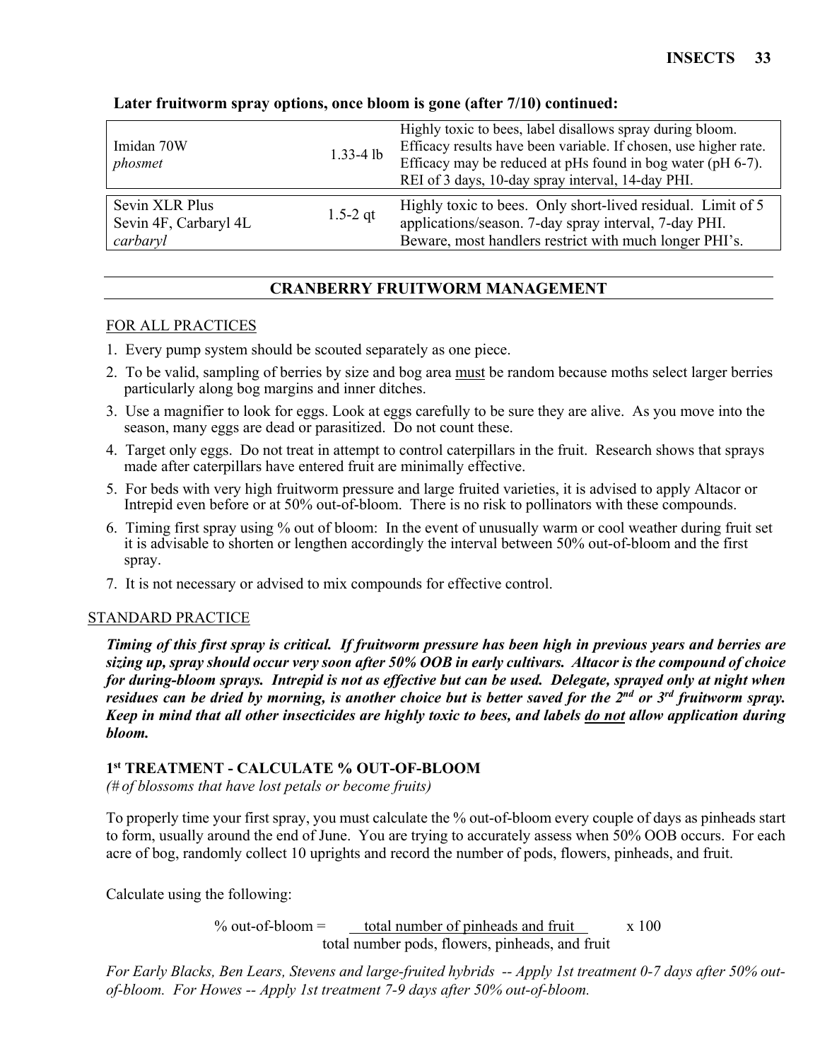**Later fruitworm spray options, once bloom is gone (after 7/10) continued:**

| | | |
|---|---|---|
| Imidan 70W *phosmet* | 1.33-4 lb | Highly toxic to bees, label disallows spray during bloom. Efficacy results have been variable. If chosen, use higher rate. Efficacy may be reduced at pHs found in bog water (pH 6-7). REI of 3 days, 10-day spray interval, 14-day PHI. |
| Sevin XLR Plus Sevin 4F, Carbaryl 4L *carbaryl* | 1.5-2 qt | Highly toxic to bees. Only short-lived residual. Limit of 5 applications/season. 7-day spray interval, 7-day PHI. Beware, most handlers restrict with much longer PHI's. |

## CRANBERRY FRUITWORM MANAGEMENT

### FOR ALL PRACTICES

1. Every pump system should be scouted separately as one piece.
2. To be valid, sampling of berries by size and bog area must be random because moths select larger berries particularly along bog margins and inner ditches.
3. Use a magnifier to look for eggs. Look at eggs carefully to be sure they are alive. As you move into the season, many eggs are dead or parasitized. Do not count these.
4. Target only eggs. Do not treat in attempt to control caterpillars in the fruit. Research shows that sprays made after caterpillars have entered fruit are minimally effective.
5. For beds with very high fruitworm pressure and large fruited varieties, it is advised to apply Altacor or Intrepid even before or at 50% out-of-bloom. There is no risk to pollinators with these compounds.
6. Timing first spray using % out of bloom: In the event of unusually warm or cool weather during fruit set it is advisable to shorten or lengthen accordingly the interval between 50% out-of-bloom and the first spray.
7. It is not necessary or advised to mix compounds for effective control.

### STANDARD PRACTICE

***Timing of this first spray is critical. If fruitworm pressure has been high in previous years and berries are sizing up, spray should occur very soon after 50% OOB in early cultivars. Altacor is the compound of choice for during-bloom sprays. Intrepid is not as effective but can be used. Delegate, sprayed only at night when residues can be dried by morning, is another choice but is better saved for the 2nd or 3rd fruitworm spray. Keep in mind that all other insecticides are highly toxic to bees, and labels do not allow application during bloom.***

### 1st TREATMENT - CALCULATE % OUT-OF-BLOOM

*(# of blossoms that have lost petals or become fruits)*

To properly time your first spray, you must calculate the % out-of-bloom every couple of days as pinheads start to form, usually around the end of June. You are trying to accurately assess when 50% OOB occurs. For each acre of bog, randomly collect 10 uprights and record the number of pods, flowers, pinheads, and fruit.

Calculate using the following:

$$\text{\% out-of-bloom} = \frac{\text{total number of pinheads and fruit}}{\text{total number pods, flowers, pinheads, and fruit}} \times 100$$

*For Early Blacks, Ben Lears, Stevens and large-fruited hybrids -- Apply 1st treatment 0-7 days after 50% out-of-bloom. For Howes -- Apply 1st treatment 7-9 days after 50% out-of-bloom.*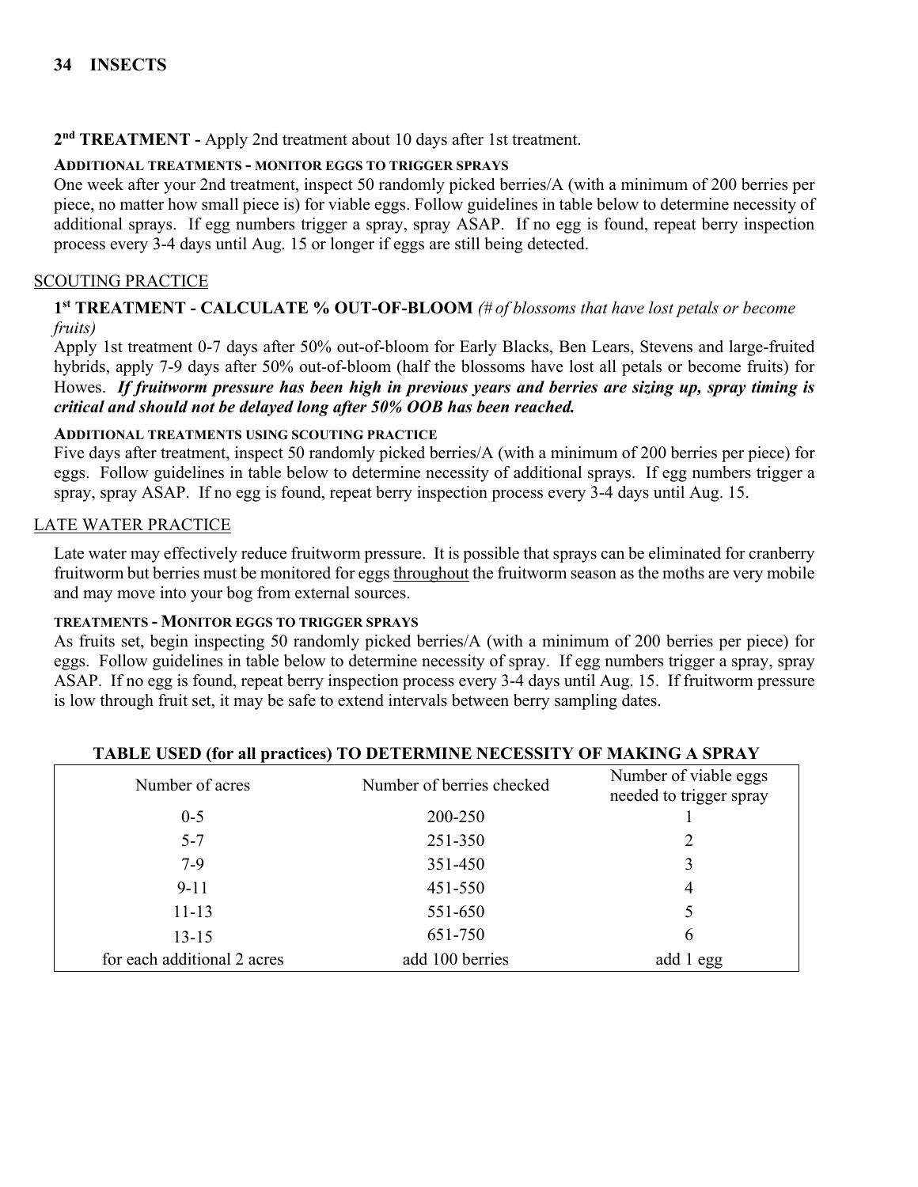**2nd TREATMENT -** Apply 2nd treatment about 10 days after 1st treatment.

**ADDITIONAL TREATMENTS - MONITOR EGGS TO TRIGGER SPRAYS**

One week after your 2nd treatment, inspect 50 randomly picked berries/A (with a minimum of 200 berries per piece, no matter how small piece is) for viable eggs. Follow guidelines in table below to determine necessity of additional sprays. If egg numbers trigger a spray, spray ASAP. If no egg is found, repeat berry inspection process every 3-4 days until Aug. 15 or longer if eggs are still being detected.

## SCOUTING PRACTICE

**1st TREATMENT - CALCULATE % OUT-OF-BLOOM** *(# of blossoms that have lost petals or become fruits)*

Apply 1st treatment 0-7 days after 50% out-of-bloom for Early Blacks, Ben Lears, Stevens and large-fruited hybrids, apply 7-9 days after 50% out-of-bloom (half the blossoms have lost all petals or become fruits) for Howes. ***If fruitworm pressure has been high in previous years and berries are sizing up, spray timing is critical and should not be delayed long after 50% OOB has been reached.***

**ADDITIONAL TREATMENTS USING SCOUTING PRACTICE**

Five days after treatment, inspect 50 randomly picked berries/A (with a minimum of 200 berries per piece) for eggs. Follow guidelines in table below to determine necessity of additional sprays. If egg numbers trigger a spray, spray ASAP. If no egg is found, repeat berry inspection process every 3-4 days until Aug. 15.

## LATE WATER PRACTICE

Late water may effectively reduce fruitworm pressure. It is possible that sprays can be eliminated for cranberry fruitworm but berries must be monitored for eggs throughout the fruitworm season as the moths are very mobile and may move into your bog from external sources.

**TREATMENTS - MONITOR EGGS TO TRIGGER SPRAYS**

As fruits set, begin inspecting 50 randomly picked berries/A (with a minimum of 200 berries per piece) for eggs. Follow guidelines in table below to determine necessity of spray. If egg numbers trigger a spray, spray ASAP. If no egg is found, repeat berry inspection process every 3-4 days until Aug. 15. If fruitworm pressure is low through fruit set, it may be safe to extend intervals between berry sampling dates.

**TABLE USED (for all practices) TO DETERMINE NECESSITY OF MAKING A SPRAY**

| Number of acres | Number of berries checked | Number of viable eggs needed to trigger spray |
|---|---|---|
| 0-5 | 200-250 | 1 |
| 5-7 | 251-350 | 2 |
| 7-9 | 351-450 | 3 |
| 9-11 | 451-550 | 4 |
| 11-13 | 551-650 | 5 |
| 13-15 | 651-750 | 6 |
| for each additional 2 acres | add 100 berries | add 1 egg |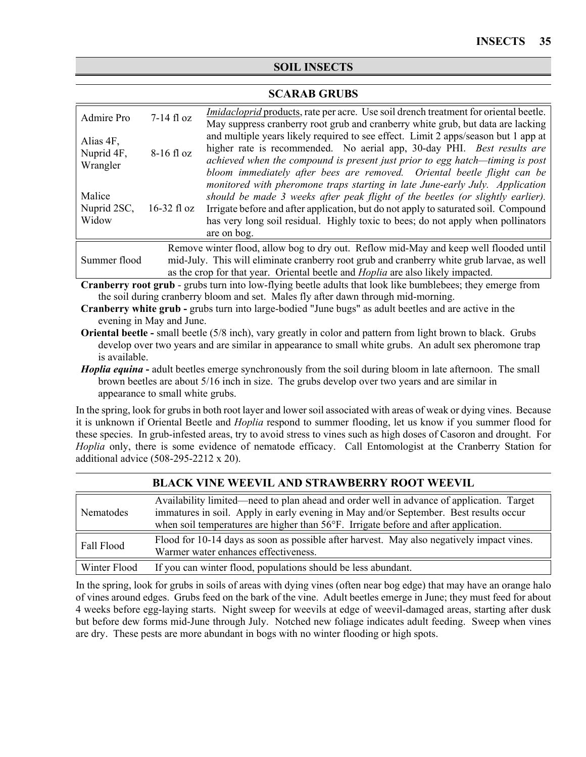## SOIL INSECTS

### SCARAB GRUBS

| | | |
|---|---|---|
| Admire Pro<br><br>Alias 4F, Nuprid 4F, Wrangler<br><br>Malice Nuprid 2SC, Widow | 7-14 fl oz<br><br>8-16 fl oz<br><br>16-32 fl oz | *Imidacloprid* products, rate per acre. Use soil drench treatment for oriental beetle. May suppress cranberry root grub and cranberry white grub, but data are lacking and multiple years likely required to see effect. Limit 2 apps/season but 1 app at higher rate is recommended. No aerial app, 30-day PHI. *Best results are achieved when the compound is present just prior to egg hatch—timing is post bloom immediately after bees are removed. Oriental beetle flight can be monitored with pheromone traps starting in late June-early July. Application should be made 3 weeks after peak flight of the beetles (or slightly earlier).* Irrigate before and after application, but do not apply to saturated soil. Compound has very long soil residual. Highly toxic to bees; do not apply when pollinators are on bog. |
| Summer flood | | Remove winter flood, allow bog to dry out. Reflow mid-May and keep well flooded until mid-July. This will eliminate cranberry root grub and cranberry white grub larvae, as well as the crop for that year. Oriental beetle and *Hoplia* are also likely impacted. |

**Cranberry root grub** - grubs turn into low-flying beetle adults that look like bumblebees; they emerge from the soil during cranberry bloom and set. Males fly after dawn through mid-morning.

**Cranberry white grub -** grubs turn into large-bodied "June bugs" as adult beetles and are active in the evening in May and June.

**Oriental beetle -** small beetle (5/8 inch), vary greatly in color and pattern from light brown to black. Grubs develop over two years and are similar in appearance to small white grubs. An adult sex pheromone trap is available.

***Hoplia equina* -** adult beetles emerge synchronously from the soil during bloom in late afternoon. The small brown beetles are about 5/16 inch in size. The grubs develop over two years and are similar in appearance to small white grubs.

In the spring, look for grubs in both root layer and lower soil associated with areas of weak or dying vines. Because it is unknown if Oriental Beetle and *Hoplia* respond to summer flooding, let us know if you summer flood for these species. In grub-infested areas, try to avoid stress to vines such as high doses of Casoron and drought. For *Hoplia* only, there is some evidence of nematode efficacy. Call Entomologist at the Cranberry Station for additional advice (508-295-2212 x 20).

### BLACK VINE WEEVIL AND STRAWBERRY ROOT WEEVIL

| | |
|---|---|
| Nematodes | Availability limited—need to plan ahead and order well in advance of application. Target immatures in soil. Apply in early evening in May and/or September. Best results occur when soil temperatures are higher than 56°F. Irrigate before and after application. |
| Fall Flood | Flood for 10-14 days as soon as possible after harvest. May also negatively impact vines. Warmer water enhances effectiveness. |
| Winter Flood | If you can winter flood, populations should be less abundant. |

In the spring, look for grubs in soils of areas with dying vines (often near bog edge) that may have an orange halo of vines around edges. Grubs feed on the bark of the vine. Adult beetles emerge in June; they must feed for about 4 weeks before egg-laying starts. Night sweep for weevils at edge of weevil-damaged areas, starting after dusk but before dew forms mid-June through July. Notched new foliage indicates adult feeding. Sweep when vines are dry. These pests are more abundant in bogs with no winter flooding or high spots.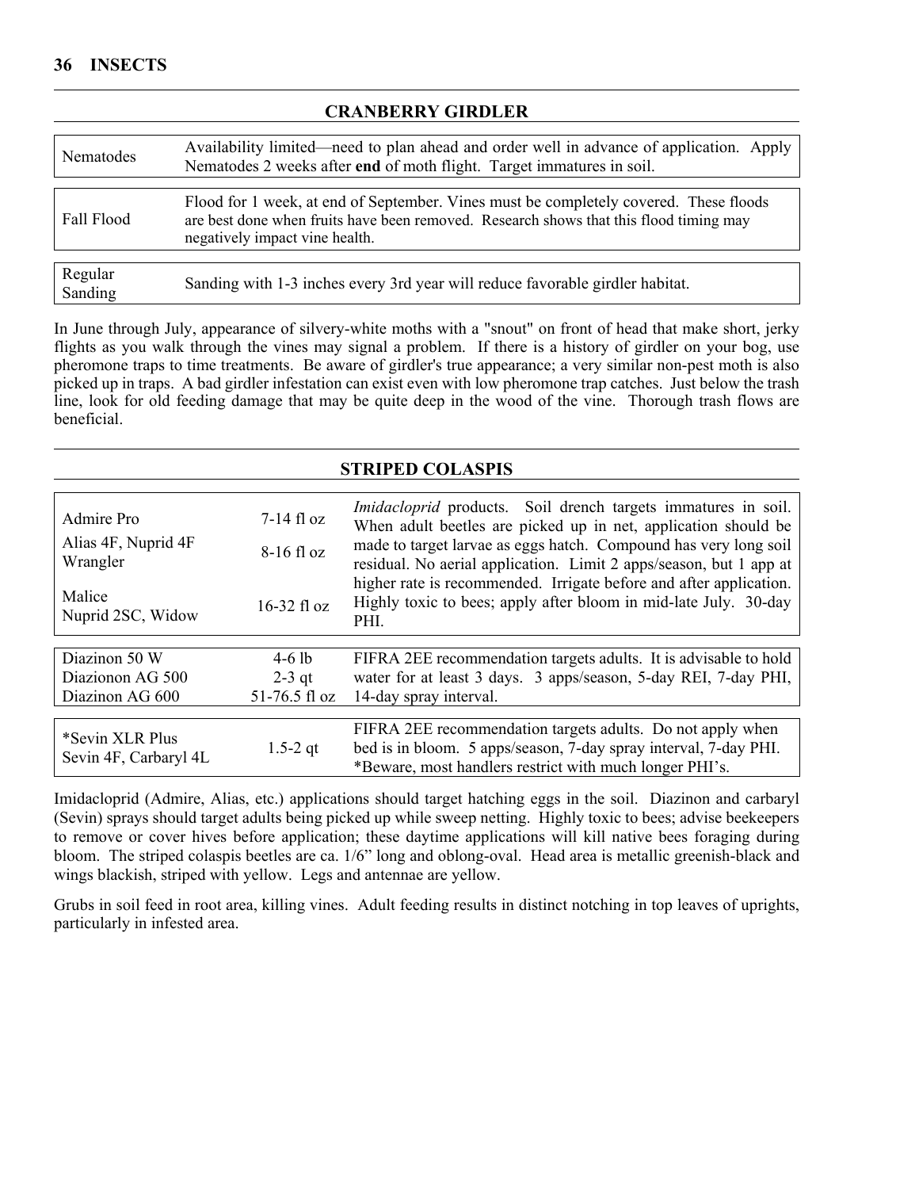## CRANBERRY GIRDLER

| | |
|---|---|
| Nematodes | Availability limited—need to plan ahead and order well in advance of application. Apply Nematodes 2 weeks after **end** of moth flight. Target immatures in soil. |
| Fall Flood | Flood for 1 week, at end of September. Vines must be completely covered. These floods are best done when fruits have been removed. Research shows that this flood timing may negatively impact vine health. |
| Regular Sanding | Sanding with 1-3 inches every 3rd year will reduce favorable girdler habitat. |

In June through July, appearance of silvery-white moths with a "snout" on front of head that make short, jerky flights as you walk through the vines may signal a problem. If there is a history of girdler on your bog, use pheromone traps to time treatments. Be aware of girdler's true appearance; a very similar non-pest moth is also picked up in traps. A bad girdler infestation can exist even with low pheromone trap catches. Just below the trash line, look for old feeding damage that may be quite deep in the wood of the vine. Thorough trash flows are beneficial.

## STRIPED COLASPIS

| | | |
|---|---|---|
| Admire Pro<br>Alias 4F, Nuprid 4F<br>Wrangler<br>Malice<br>Nuprid 2SC, Widow | 7-14 fl oz<br>8-16 fl oz<br><br>16-32 fl oz | *Imidacloprid* products. Soil drench targets immatures in soil. When adult beetles are picked up in net, application should be made to target larvae as eggs hatch. Compound has very long soil residual. No aerial application. Limit 2 apps/season, but 1 app at higher rate is recommended. Irrigate before and after application. Highly toxic to bees; apply after bloom in mid-late July. 30-day PHI. |
| Diazinon 50 W<br>Diazionon AG 500<br>Diazinon AG 600 | 4-6 lb<br>2-3 qt<br>51-76.5 fl oz | FIFRA 2EE recommendation targets adults. It is advisable to hold water for at least 3 days. 3 apps/season, 5-day REI, 7-day PHI, 14-day spray interval. |
| *Sevin XLR Plus<br>Sevin 4F, Carbaryl 4L | 1.5-2 qt | FIFRA 2EE recommendation targets adults. Do not apply when bed is in bloom. 5 apps/season, 7-day spray interval, 7-day PHI. *Beware, most handlers restrict with much longer PHI's. |

Imidacloprid (Admire, Alias, etc.) applications should target hatching eggs in the soil. Diazinon and carbaryl (Sevin) sprays should target adults being picked up while sweep netting. Highly toxic to bees; advise beekeepers to remove or cover hives before application; these daytime applications will kill native bees foraging during bloom. The striped colaspis beetles are ca. 1/6" long and oblong-oval. Head area is metallic greenish-black and wings blackish, striped with yellow. Legs and antennae are yellow.

Grubs in soil feed in root area, killing vines. Adult feeding results in distinct notching in top leaves of uprights, particularly in infested area.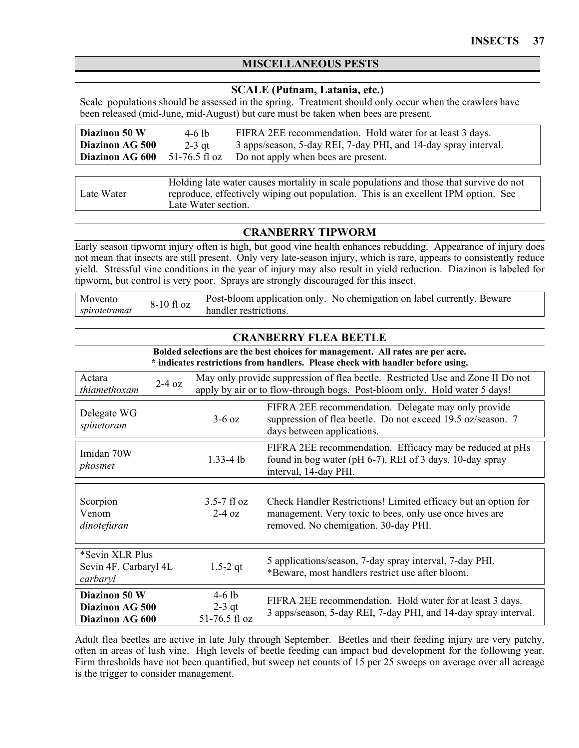## MISCELLANEOUS PESTS

### SCALE (Putnam, Latania, etc.)

Scale populations should be assessed in the spring. Treatment should only occur when the crawlers have been released (mid-June, mid-August) but care must be taken when bees are present.

| Product | Rate | Notes |
|---|---|---|
| **Diazinon 50 W**<br>**Diazinon AG 500**<br>**Diazinon AG 600** | 4-6 lb<br>2-3 qt<br>51-76.5 fl oz | FIFRA 2EE recommendation. Hold water for at least 3 days.<br>3 apps/season, 5-day REI, 7-day PHI, and 14-day spray interval.<br>Do not apply when bees are present. |

| Option | Notes |
|---|---|
| Late Water | Holding late water causes mortality in scale populations and those that survive do not reproduce, effectively wiping out population. This is an excellent IPM option. See Late Water section. |

### CRANBERRY TIPWORM

Early season tipworm injury often is high, but good vine health enhances rebudding. Appearance of injury does not mean that insects are still present. Only very late-season injury, which is rare, appears to consistently reduce yield. Stressful vine conditions in the year of injury may also result in yield reduction. Diazinon is labeled for tipworm, but control is very poor. Sprays are strongly discouraged for this insect.

| Product | Rate | Notes |
|---|---|---|
| Movento<br>*spirotetramat* | 8-10 fl oz | Post-bloom application only. No chemigation on label currently. Beware handler restrictions. |

### CRANBERRY FLEA BEETLE

**Bolded selections are the best choices for management. All rates are per acre.**
**\* indicates restrictions from handlers. Please check with handler before using.**

| Product | Rate | Notes |
|---|---|---|
| Actara<br>*thiamethoxam* | 2-4 oz | May only provide suppression of flea beetle. Restricted Use and Zone II Do not apply by air or to flow-through bogs. Post-bloom only. Hold water 5 days! |
| Delegate WG<br>*spinetoram* | 3-6 oz | FIFRA 2EE recommendation. Delegate may only provide suppression of flea beetle. Do not exceed 19.5 oz/season. 7 days between applications. |
| Imidan 70W<br>*phosmet* | 1.33-4 lb | FIFRA 2EE recommendation. Efficacy may be reduced at pHs found in bog water (pH 6-7). REI of 3 days, 10-day spray interval, 14-day PHI. |
| Scorpion<br>Venom<br>*dinotefuran* | 3.5-7 fl oz<br>2-4 oz | Check Handler Restrictions! Limited efficacy but an option for management. Very toxic to bees, only use once hives are removed. No chemigation. 30-day PHI. |
| *Sevin XLR Plus<br>Sevin 4F, Carbaryl 4L<br>*carbaryl* | 1.5-2 qt | 5 applications/season, 7-day spray interval, 7-day PHI.<br>*Beware, most handlers restrict use after bloom. |
| **Diazinon 50 W**<br>**Diazinon AG 500**<br>**Diazinon AG 600** | 4-6 lb<br>2-3 qt<br>51-76.5 fl oz | FIFRA 2EE recommendation. Hold water for at least 3 days.<br>3 apps/season, 5-day REI, 7-day PHI, and 14-day spray interval. |

Adult flea beetles are active in late July through September. Beetles and their feeding injury are very patchy, often in areas of lush vine. High levels of beetle feeding can impact bud development for the following year. Firm thresholds have not been quantified, but sweep net counts of 15 per 25 sweeps on average over all acreage is the trigger to consider management.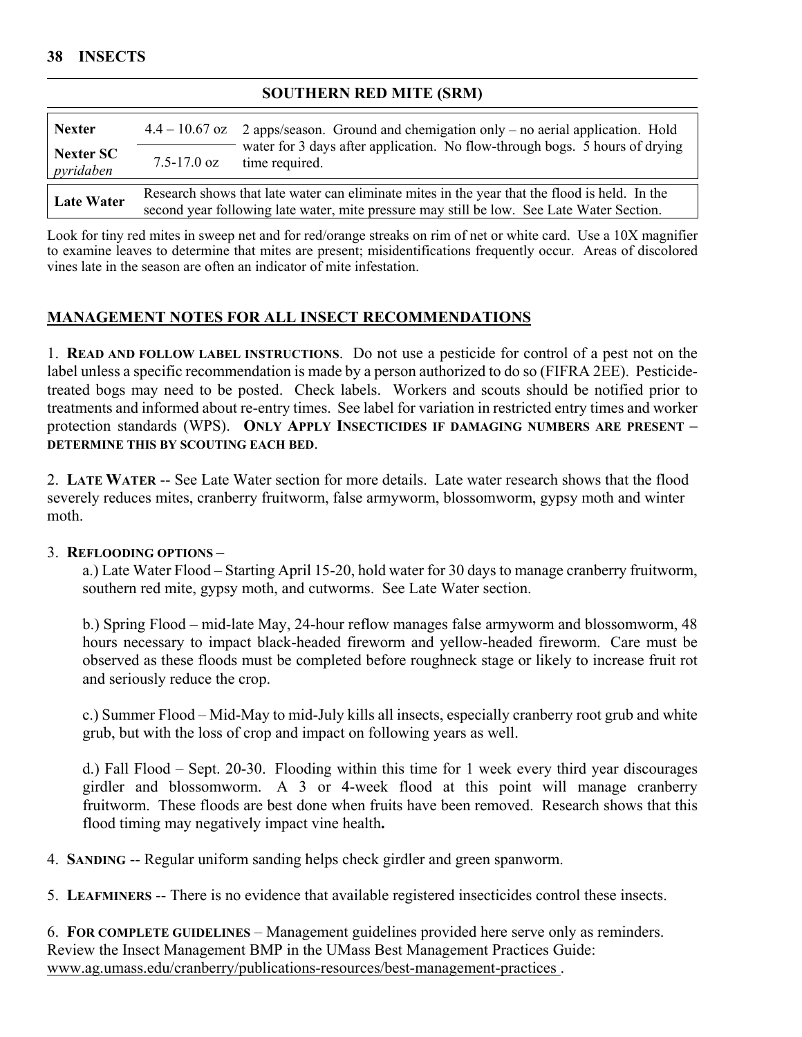## SOUTHERN RED MITE (SRM)

| | | |
|---|---|---|
| **Nexter** | 4.4 – 10.67 oz | 2 apps/season. Ground and chemigation only – no aerial application. Hold water for 3 days after application. No flow-through bogs. 5 hours of drying time required. |
| **Nexter SC** *pyridaben* | 7.5-17.0 oz | |
| **Late Water** | Research shows that late water can eliminate mites in the year that the flood is held. In the second year following late water, mite pressure may still be low. See Late Water Section. | |

Look for tiny red mites in sweep net and for red/orange streaks on rim of net or white card. Use a 10X magnifier to examine leaves to determine that mites are present; misidentifications frequently occur. Areas of discolored vines late in the season are often an indicator of mite infestation.

## MANAGEMENT NOTES FOR ALL INSECT RECOMMENDATIONS

1. **READ AND FOLLOW LABEL INSTRUCTIONS**. Do not use a pesticide for control of a pest not on the label unless a specific recommendation is made by a person authorized to do so (FIFRA 2EE). Pesticide-treated bogs may need to be posted. Check labels. Workers and scouts should be notified prior to treatments and informed about re-entry times. See label for variation in restricted entry times and worker protection standards (WPS). **ONLY APPLY INSECTICIDES IF DAMAGING NUMBERS ARE PRESENT – DETERMINE THIS BY SCOUTING EACH BED**.

2. **LATE WATER** -- See Late Water section for more details. Late water research shows that the flood severely reduces mites, cranberry fruitworm, false armyworm, blossomworm, gypsy moth and winter moth.

3. **REFLOODING OPTIONS** –

   a.) Late Water Flood – Starting April 15-20, hold water for 30 days to manage cranberry fruitworm, southern red mite, gypsy moth, and cutworms. See Late Water section.

   b.) Spring Flood – mid-late May, 24-hour reflow manages false armyworm and blossomworm, 48 hours necessary to impact black-headed fireworm and yellow-headed fireworm. Care must be observed as these floods must be completed before roughneck stage or likely to increase fruit rot and seriously reduce the crop.

   c.) Summer Flood – Mid-May to mid-July kills all insects, especially cranberry root grub and white grub, but with the loss of crop and impact on following years as well.

   d.) Fall Flood – Sept. 20-30. Flooding within this time for 1 week every third year discourages girdler and blossomworm. A 3 or 4-week flood at this point will manage cranberry fruitworm. These floods are best done when fruits have been removed. Research shows that this flood timing may negatively impact vine health**.**

4. **SANDING** -- Regular uniform sanding helps check girdler and green spanworm.

5. **LEAFMINERS** -- There is no evidence that available registered insecticides control these insects.

6. **FOR COMPLETE GUIDELINES** – Management guidelines provided here serve only as reminders. Review the Insect Management BMP in the UMass Best Management Practices Guide: www.ag.umass.edu/cranberry/publications-resources/best-management-practices .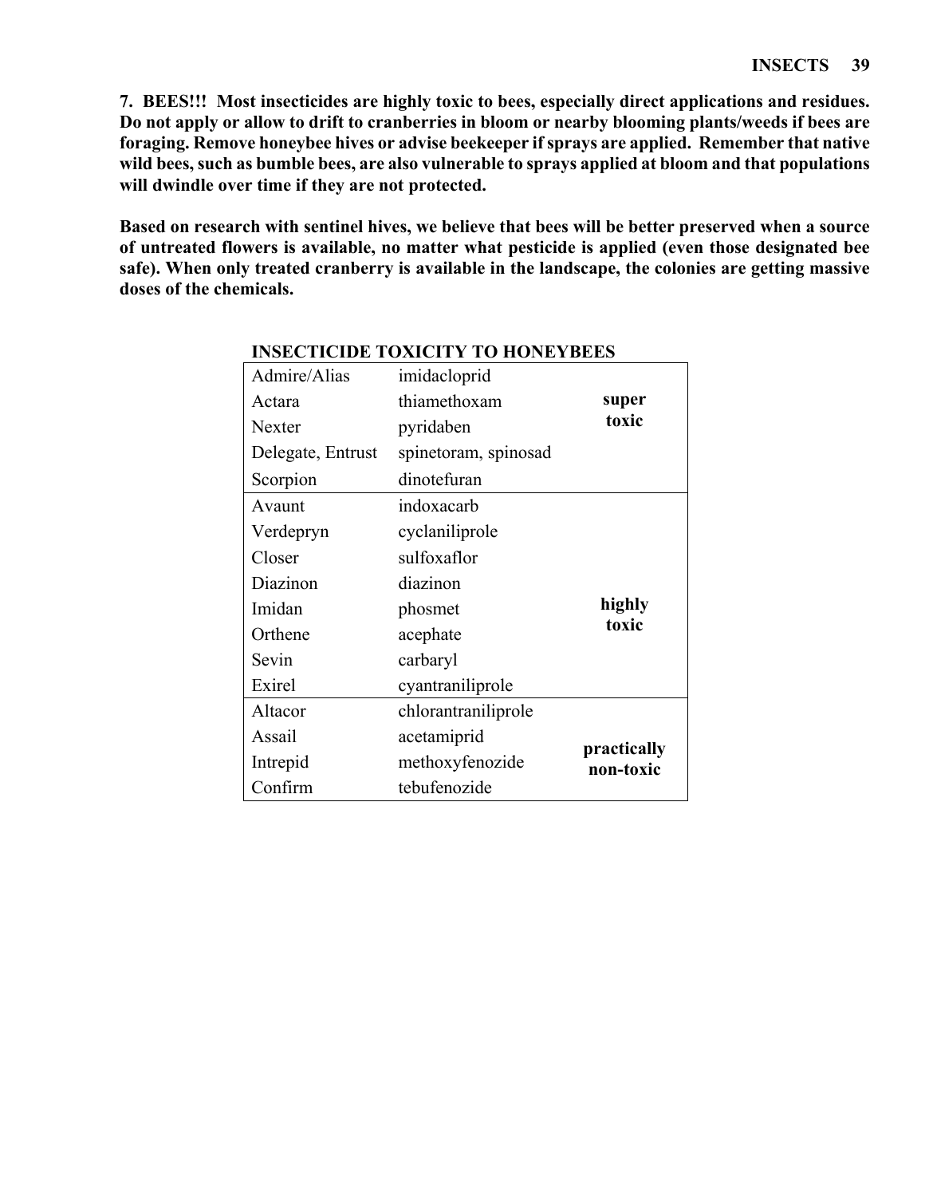**7. BEES!!! Most insecticides are highly toxic to bees, especially direct applications and residues. Do not apply or allow to drift to cranberries in bloom or nearby blooming plants/weeds if bees are foraging. Remove honeybee hives or advise beekeeper if sprays are applied. Remember that native wild bees, such as bumble bees, are also vulnerable to sprays applied at bloom and that populations will dwindle over time if they are not protected.**

**Based on research with sentinel hives, we believe that bees will be better preserved when a source of untreated flowers is available, no matter what pesticide is applied (even those designated bee safe). When only treated cranberry is available in the landscape, the colonies are getting massive doses of the chemicals.**

**INSECTICIDE TOXICITY TO HONEYBEES**

| Product | Active ingredient | Toxicity |
|---|---|---|
| Admire/Alias | imidacloprid | **super toxic** |
| Actara | thiamethoxam | |
| Nexter | pyridaben | |
| Delegate, Entrust | spinetoram, spinosad | |
| Scorpion | dinotefuran | |
| Avaunt | indoxacarb | **highly toxic** |
| Verdepryn | cyclaniliprole | |
| Closer | sulfoxaflor | |
| Diazinon | diazinon | |
| Imidan | phosmet | |
| Orthene | acephate | |
| Sevin | carbaryl | |
| Exirel | cyantraniliprole | |
| Altacor | chlorantraniliprole | **practically non-toxic** |
| Assail | acetamiprid | |
| Intrepid | methoxyfenozide | |
| Confirm | tebufenozide | |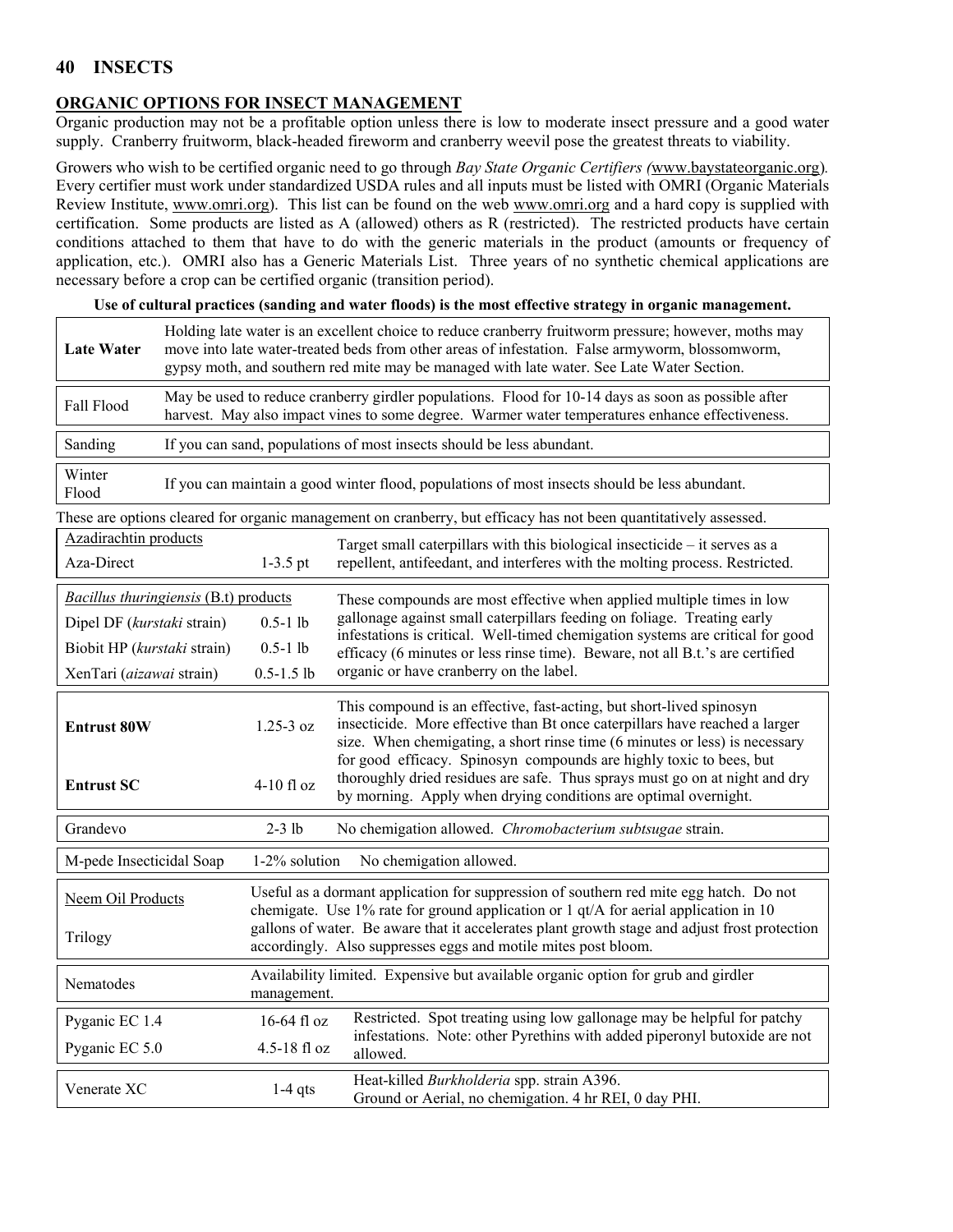## 40 INSECTS

## ORGANIC OPTIONS FOR INSECT MANAGEMENT

Organic production may not be a profitable option unless there is low to moderate insect pressure and a good water supply. Cranberry fruitworm, black-headed fireworm and cranberry weevil pose the greatest threats to viability.

Growers who wish to be certified organic need to go through *Bay State Organic Certifiers (*www.baystateorganic.org). Every certifier must work under standardized USDA rules and all inputs must be listed with OMRI (Organic Materials Review Institute, www.omri.org). This list can be found on the web www.omri.org and a hard copy is supplied with certification. Some products are listed as A (allowed) others as R (restricted). The restricted products have certain conditions attached to them that have to do with the generic materials in the product (amounts or frequency of application, etc.). OMRI also has a Generic Materials List. Three years of no synthetic chemical applications are necessary before a crop can be certified organic (transition period).

**Use of cultural practices (sanding and water floods) is the most effective strategy in organic management.**

| | |
|---|---|
| **Late Water** | Holding late water is an excellent choice to reduce cranberry fruitworm pressure; however, moths may move into late water-treated beds from other areas of infestation. False armyworm, blossomworm, gypsy moth, and southern red mite may be managed with late water. See Late Water Section. |
| Fall Flood | May be used to reduce cranberry girdler populations. Flood for 10-14 days as soon as possible after harvest. May also impact vines to some degree. Warmer water temperatures enhance effectiveness. |
| Sanding | If you can sand, populations of most insects should be less abundant. |
| Winter Flood | If you can maintain a good winter flood, populations of most insects should be less abundant. |

These are options cleared for organic management on cranberry, but efficacy has not been quantitatively assessed.

| | | |
|---|---|---|
| Azadirachtin products | | Target small caterpillars with this biological insecticide – it serves as a repellent, antifeedant, and interferes with the molting process. Restricted. |
| Aza-Direct | 1-3.5 pt | |
| *Bacillus thuringiensis* (B.t) products | | These compounds are most effective when applied multiple times in low gallonage against small caterpillars feeding on foliage. Treating early infestations is critical. Well-timed chemigation systems are critical for good efficacy (6 minutes or less rinse time). Beware, not all B.t.'s are certified organic or have cranberry on the label. |
| Dipel DF (*kurstaki* strain) | 0.5-1 lb | |
| Biobit HP (*kurstaki* strain) | 0.5-1 lb | |
| XenTari (*aizawai* strain) | 0.5-1.5 lb | |
| **Entrust 80W** | 1.25-3 oz | This compound is an effective, fast-acting, but short-lived spinosyn insecticide. More effective than Bt once caterpillars have reached a larger size. When chemigating, a short rinse time (6 minutes or less) is necessary for good efficacy. Spinosyn compounds are highly toxic to bees, but thoroughly dried residues are safe. Thus sprays must go on at night and dry by morning. Apply when drying conditions are optimal overnight. |
| **Entrust SC** | 4-10 fl oz | |
| Grandevo | 2-3 lb | No chemigation allowed. *Chromobacterium subtsugae* strain. |
| M-pede Insecticidal Soap | 1-2% solution | No chemigation allowed. |
| Neem Oil Products | | Useful as a dormant application for suppression of southern red mite egg hatch. Do not chemigate. Use 1% rate for ground application or 1 qt/A for aerial application in 10 gallons of water. Be aware that it accelerates plant growth stage and adjust frost protection accordingly. Also suppresses eggs and motile mites post bloom. |
| Trilogy | | |
| Nematodes | | Availability limited. Expensive but available organic option for grub and girdler management. |
| Pyganic EC 1.4 | 16-64 fl oz | Restricted. Spot treating using low gallonage may be helpful for patchy infestations. Note: other Pyrethins with added piperonyl butoxide are not allowed. |
| Pyganic EC 5.0 | 4.5-18 fl oz | |
| Venerate XC | 1-4 qts | Heat-killed *Burkholderia* spp. strain A396. Ground or Aerial, no chemigation. 4 hr REI, 0 day PHI. |